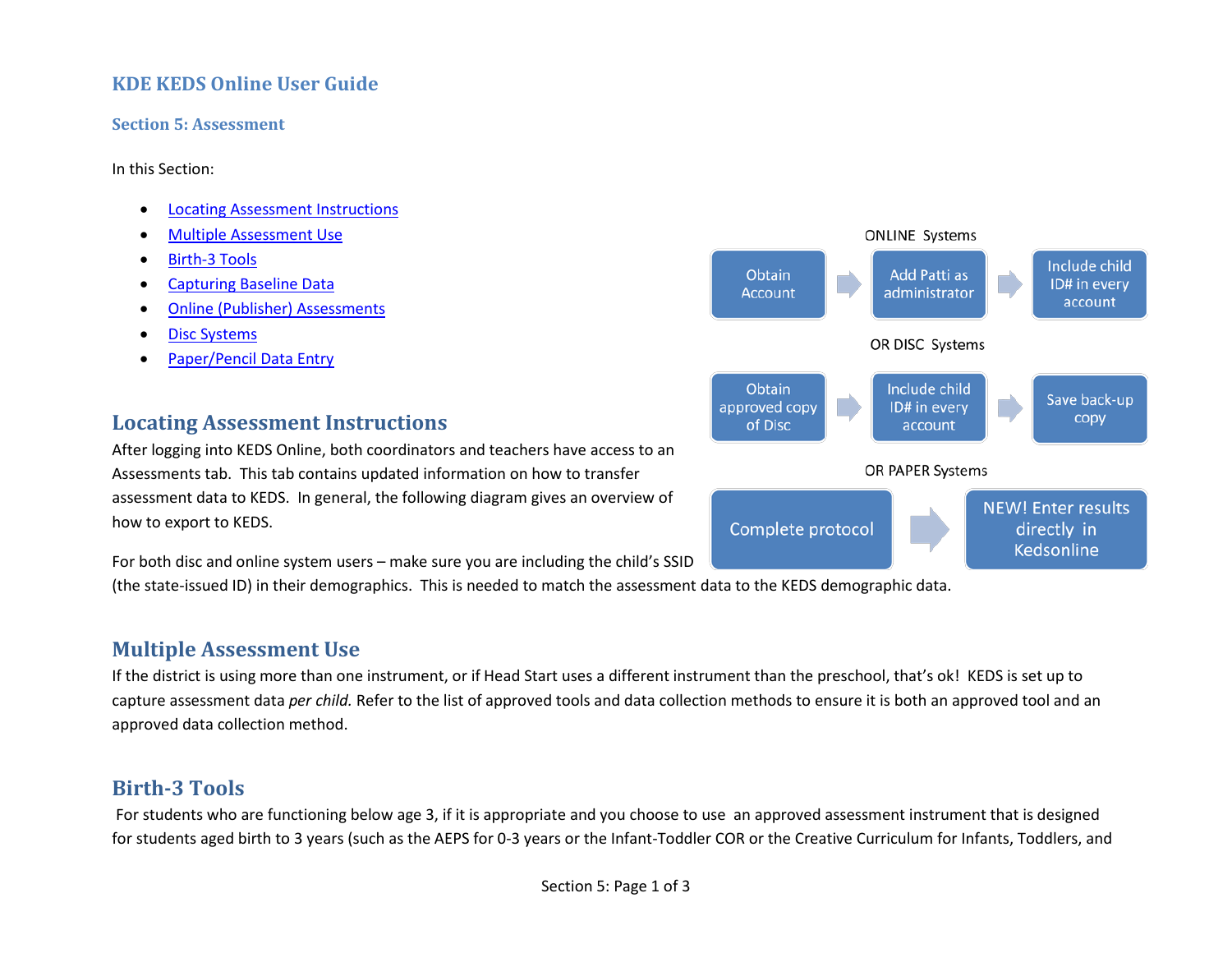# KDE KEDS Online User Guide

## Section 5: Assessment

In this Section:

- Locating Assessment Instructions
- Multiple Assessment Use
- Birth-3 Tools
- Capturing Baseline Data
- Online (Publisher) Assessments
- Disc Systems
- Paper/Pencil Data Entry

## Locating Assessment Instructions

After logging into KEDS Online, both coordinators and teachers have access to an Assessments tab. This tab contains updated information on how to transfer assessment data to KEDS. In general, the following diagram gives an overview of how to export to KEDS.

ONLINE Systems

Obtain Account → Add Patti as administrator → Include child ID# in every account

OR DISC Systems

Obtain approved copy of Disc → Include child ID# in every account → Save back-up copy

OR PAPER Systems

Complete protocol → NEW! Enter results directly in Kedsonline

For both disc and online system users – make sure you are including the child's SSID (the state-issued ID) in their demographics. This is needed to match the assessment data to the KEDS demographic data.

## Multiple Assessment Use

If the district is using more than one instrument, or if Head Start uses a different instrument than the preschool, that's ok! KEDS is set up to capture assessment data *per child.* Refer to the list of approved tools and data collection methods to ensure it is both an approved tool and an approved data collection method.

## Birth-3 Tools

For students who are functioning below age 3, if it is appropriate and you choose to use an approved assessment instrument that is designed for students aged birth to 3 years (such as the AEPS for 0-3 years or the Infant-Toddler COR or the Creative Curriculum for Infants, Toddlers, and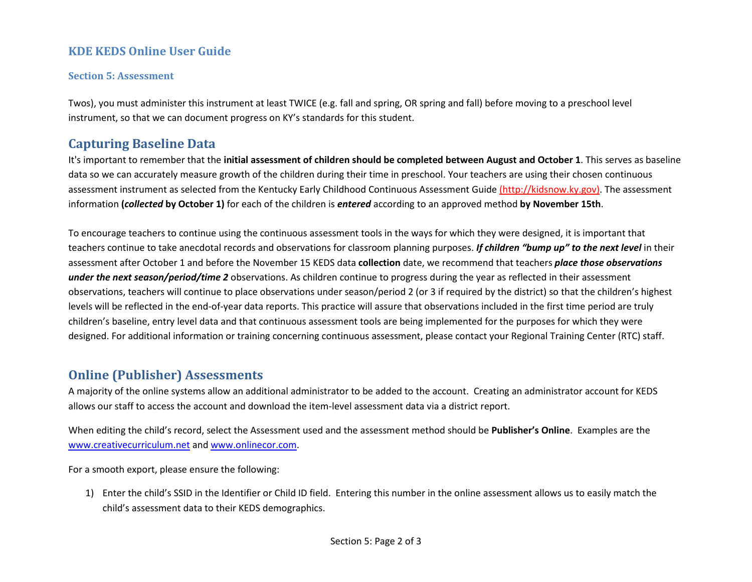Twos), you must administer this instrument at least TWICE (e.g. fall and spring, OR spring and fall) before moving to a preschool level instrument, so that we can document progress on KY's standards for this student.

## Capturing Baseline Data

It's important to remember that the **initial assessment of children should be completed between August and October 1**. This serves as baseline data so we can accurately measure growth of the children during their time in preschool. Your teachers are using their chosen continuous assessment instrument as selected from the Kentucky Early Childhood Continuous Assessment Guide (http://kidsnow.ky.gov). The assessment information **(*collected* by October 1)** for each of the children is ***entered*** according to an approved method **by November 15th**.

To encourage teachers to continue using the continuous assessment tools in the ways for which they were designed, it is important that teachers continue to take anecdotal records and observations for classroom planning purposes. ***If children "bump up" to the next level*** in their assessment after October 1 and before the November 15 KEDS data **collection** date, we recommend that teachers ***place those observations under the next season/period/time 2*** observations. As children continue to progress during the year as reflected in their assessment observations, teachers will continue to place observations under season/period 2 (or 3 if required by the district) so that the children's highest levels will be reflected in the end-of-year data reports. This practice will assure that observations included in the first time period are truly children's baseline, entry level data and that continuous assessment tools are being implemented for the purposes for which they were designed. For additional information or training concerning continuous assessment, please contact your Regional Training Center (RTC) staff.

## Online (Publisher) Assessments

A majority of the online systems allow an additional administrator to be added to the account. Creating an administrator account for KEDS allows our staff to access the account and download the item-level assessment data via a district report.

When editing the child's record, select the Assessment used and the assessment method should be **Publisher's Online**. Examples are the www.creativecurriculum.net and www.onlinecor.com.

For a smooth export, please ensure the following:

1) Enter the child's SSID in the Identifier or Child ID field. Entering this number in the online assessment allows us to easily match the child's assessment data to their KEDS demographics.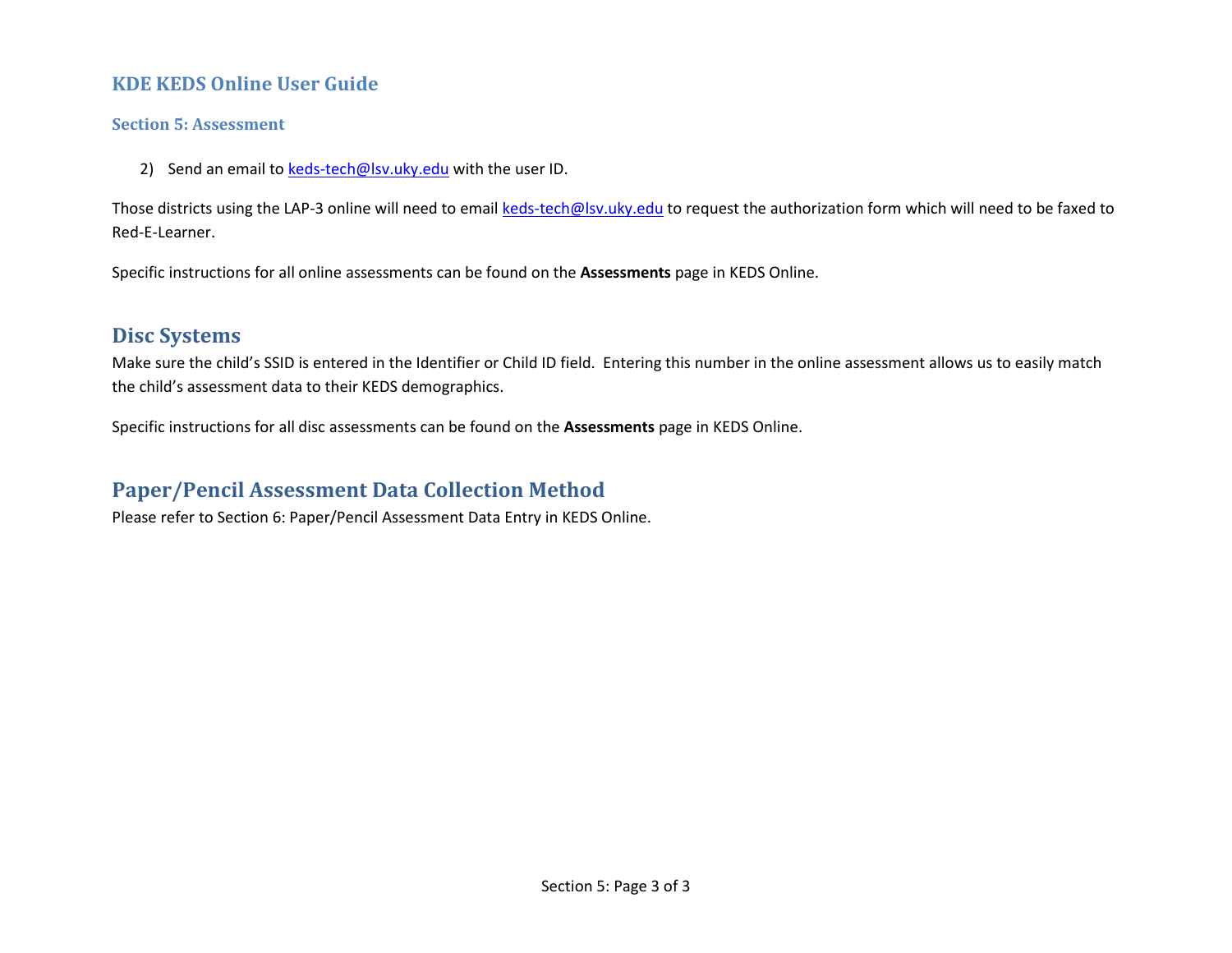2) Send an email to keds-tech@lsv.uky.edu with the user ID.

Those districts using the LAP-3 online will need to email keds-tech@lsv.uky.edu to request the authorization form which will need to be faxed to Red-E-Learner.

Specific instructions for all online assessments can be found on the **Assessments** page in KEDS Online.

## Disc Systems

Make sure the child's SSID is entered in the Identifier or Child ID field. Entering this number in the online assessment allows us to easily match the child's assessment data to their KEDS demographics.

Specific instructions for all disc assessments can be found on the **Assessments** page in KEDS Online.

## Paper/Pencil Assessment Data Collection Method

Please refer to Section 6: Paper/Pencil Assessment Data Entry in KEDS Online.